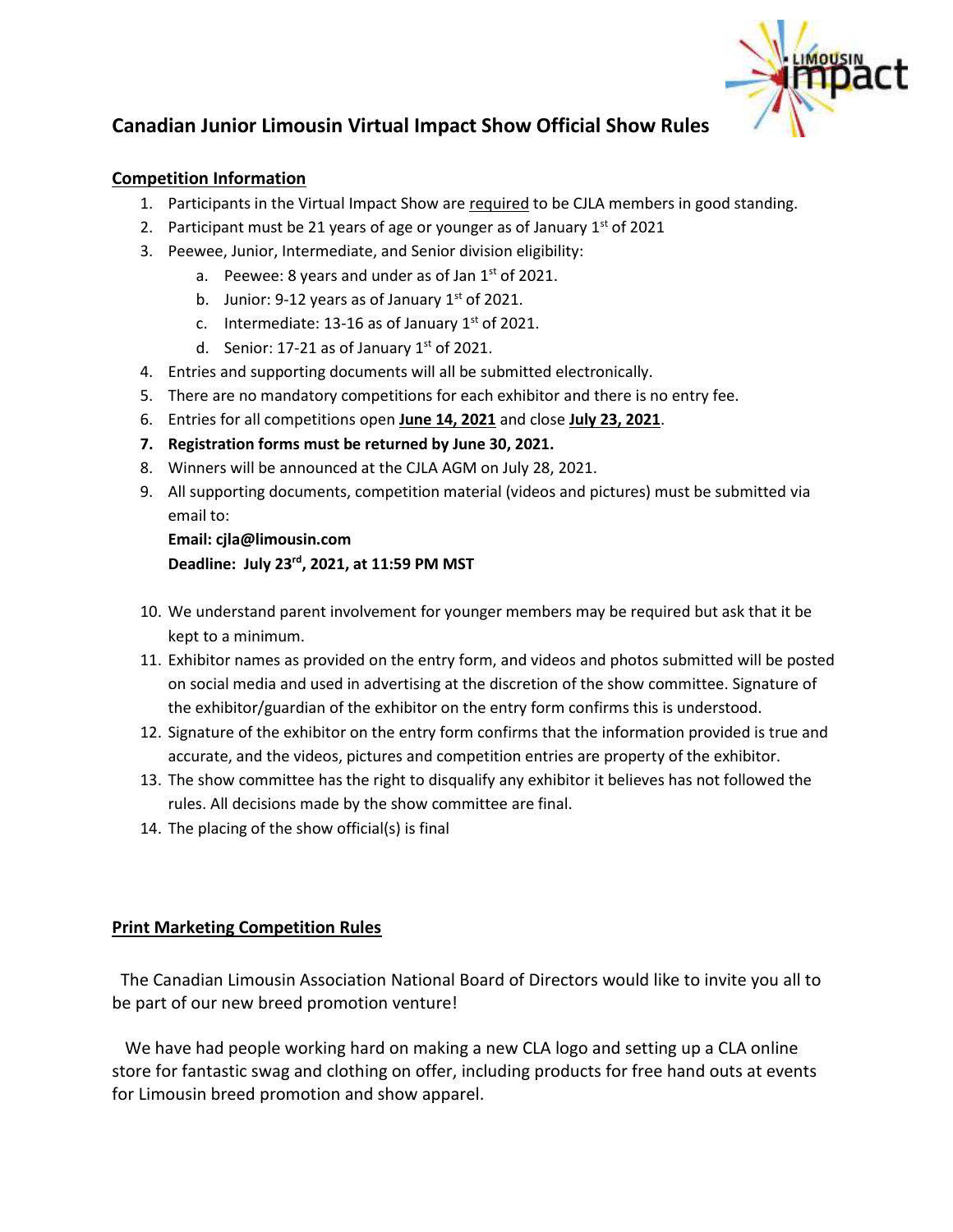# Canadian Junior Limousin Virtual Impact Show Official Show Rules

## Competition Information

1. Participants in the Virtual Impact Show are required to be CJLA members in good standing.
2. Participant must be 21 years of age or younger as of January 1st of 2021
3. Peewee, Junior, Intermediate, and Senior division eligibility:
   a. Peewee: 8 years and under as of Jan 1st of 2021.
   b. Junior: 9-12 years as of January 1st of 2021.
   c. Intermediate: 13-16 as of January 1st of 2021.
   d. Senior: 17-21 as of January 1st of 2021.
4. Entries and supporting documents will all be submitted electronically.
5. There are no mandatory competitions for each exhibitor and there is no entry fee.
6. Entries for all competitions open **June 14, 2021** and close **July 23, 2021**.
7. **Registration forms must be returned by June 30, 2021.**
8. Winners will be announced at the CJLA AGM on July 28, 2021.
9. All supporting documents, competition material (videos and pictures) must be submitted via email to:

   **Email: cjla@limousin.com**
   **Deadline: July 23rd, 2021, at 11:59 PM MST**

10. We understand parent involvement for younger members may be required but ask that it be kept to a minimum.
11. Exhibitor names as provided on the entry form, and videos and photos submitted will be posted on social media and used in advertising at the discretion of the show committee. Signature of the exhibitor/guardian of the exhibitor on the entry form confirms this is understood.
12. Signature of the exhibitor on the entry form confirms that the information provided is true and accurate, and the videos, pictures and competition entries are property of the exhibitor.
13. The show committee has the right to disqualify any exhibitor it believes has not followed the rules. All decisions made by the show committee are final.
14. The placing of the show official(s) is final

## Print Marketing Competition Rules

The Canadian Limousin Association National Board of Directors would like to invite you all to be part of our new breed promotion venture!

We have had people working hard on making a new CLA logo and setting up a CLA online store for fantastic swag and clothing on offer, including products for free hand outs at events for Limousin breed promotion and show apparel.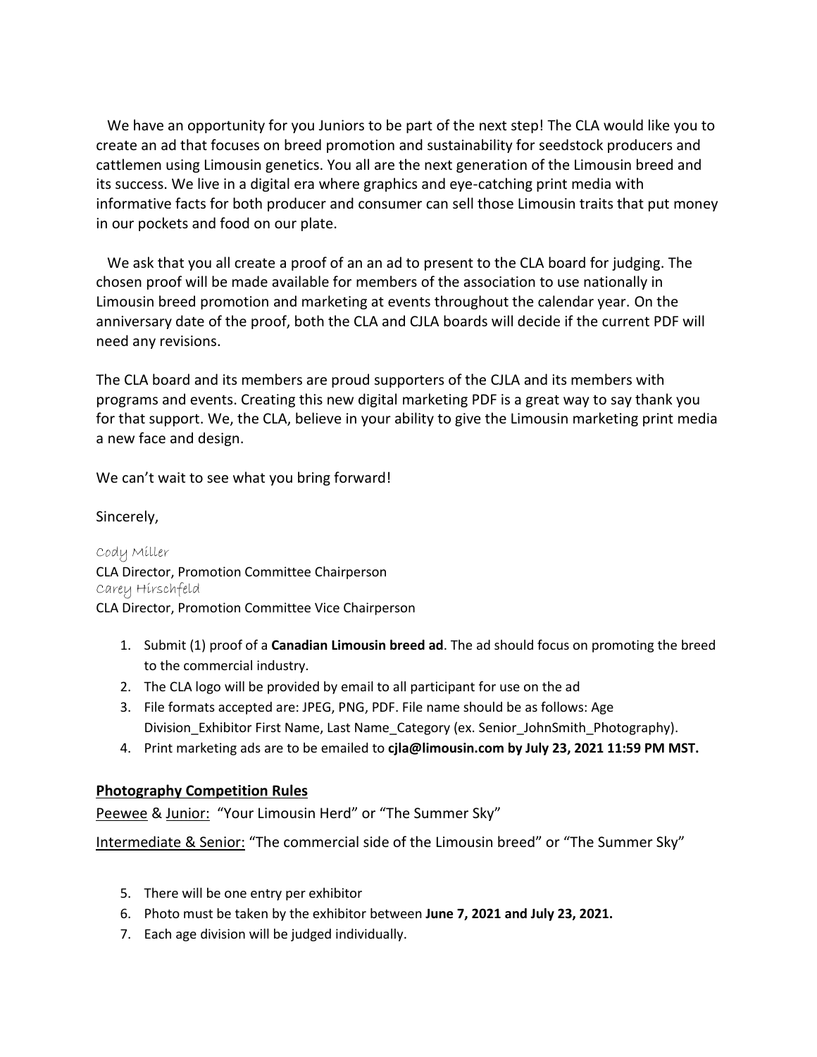We have an opportunity for you Juniors to be part of the next step! The CLA would like you to create an ad that focuses on breed promotion and sustainability for seedstock producers and cattlemen using Limousin genetics. You all are the next generation of the Limousin breed and its success. We live in a digital era where graphics and eye-catching print media with informative facts for both producer and consumer can sell those Limousin traits that put money in our pockets and food on our plate.

We ask that you all create a proof of an an ad to present to the CLA board for judging. The chosen proof will be made available for members of the association to use nationally in Limousin breed promotion and marketing at events throughout the calendar year. On the anniversary date of the proof, both the CLA and CJLA boards will decide if the current PDF will need any revisions.

The CLA board and its members are proud supporters of the CJLA and its members with programs and events. Creating this new digital marketing PDF is a great way to say thank you for that support. We, the CLA, believe in your ability to give the Limousin marketing print media a new face and design.

We can't wait to see what you bring forward!

Sincerely,

Cody Miller
CLA Director, Promotion Committee Chairperson
Carey Hirschfeld
CLA Director, Promotion Committee Vice Chairperson

1. Submit (1) proof of a **Canadian Limousin breed ad**. The ad should focus on promoting the breed to the commercial industry.
2. The CLA logo will be provided by email to all participant for use on the ad
3. File formats accepted are: JPEG, PNG, PDF. File name should be as follows: Age Division_Exhibitor First Name, Last Name_Category (ex. Senior_JohnSmith_Photography).
4. Print marketing ads are to be emailed to **cjla@limousin.com by July 23, 2021 11:59 PM MST.**

## Photography Competition Rules

Peewee & Junior: "Your Limousin Herd" or "The Summer Sky"

Intermediate & Senior: "The commercial side of the Limousin breed" or "The Summer Sky"

5. There will be one entry per exhibitor
6. Photo must be taken by the exhibitor between **June 7, 2021 and July 23, 2021.**
7. Each age division will be judged individually.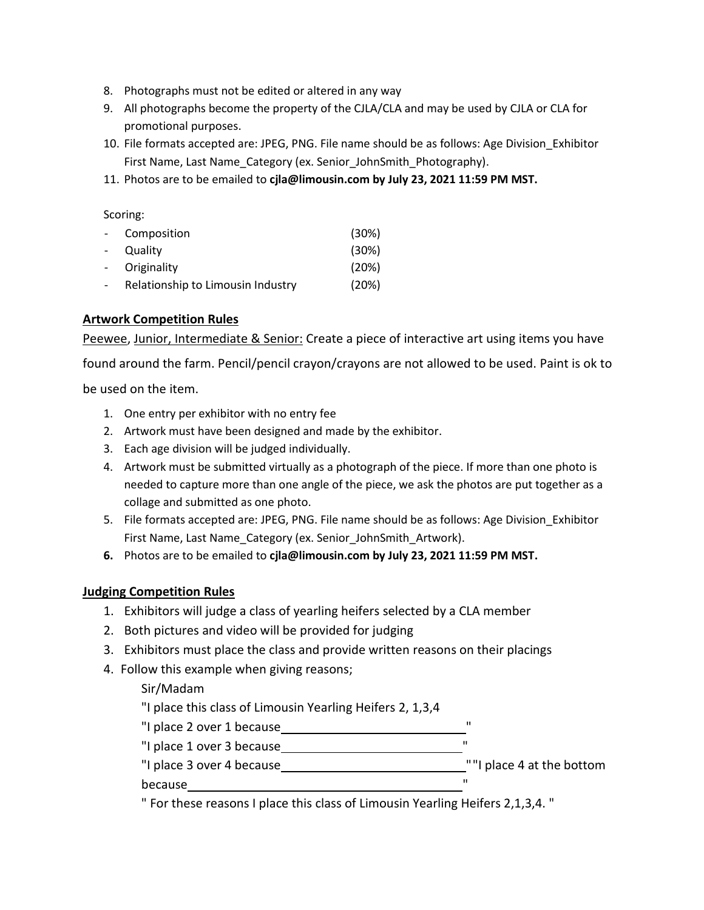8. Photographs must not be edited or altered in any way
9. All photographs become the property of the CJLA/CLA and may be used by CJLA or CLA for promotional purposes.
10. File formats accepted are: JPEG, PNG. File name should be as follows: Age Division_Exhibitor First Name, Last Name_Category (ex. Senior_JohnSmith_Photography).
11. Photos are to be emailed to **cjla@limousin.com by July 23, 2021 11:59 PM MST.**

Scoring:

- Composition (30%)
- Quality (30%)
- Originality (20%)
- Relationship to Limousin Industry (20%)

## Artwork Competition Rules

Peewee, Junior, Intermediate & Senior: Create a piece of interactive art using items you have found around the farm. Pencil/pencil crayon/crayons are not allowed to be used. Paint is ok to be used on the item.

1. One entry per exhibitor with no entry fee
2. Artwork must have been designed and made by the exhibitor.
3. Each age division will be judged individually.
4. Artwork must be submitted virtually as a photograph of the piece. If more than one photo is needed to capture more than one angle of the piece, we ask the photos are put together as a collage and submitted as one photo.
5. File formats accepted are: JPEG, PNG. File name should be as follows: Age Division_Exhibitor First Name, Last Name_Category (ex. Senior_JohnSmith_Artwork).
6. Photos are to be emailed to **cjla@limousin.com by July 23, 2021 11:59 PM MST.**

## Judging Competition Rules

1. Exhibitors will judge a class of yearling heifers selected by a CLA member
2. Both pictures and video will be provided for judging
3. Exhibitors must place the class and provide written reasons on their placings
4. Follow this example when giving reasons;

   Sir/Madam

   "I place this class of Limousin Yearling Heifers 2, 1,3,4

   "I place 2 over 1 because____________________________"

   "I place 1 over 3 because____________________________"

   "I place 3 over 4 because____________________________""I place 4 at the bottom because____________________________________________"

   " For these reasons I place this class of Limousin Yearling Heifers 2,1,3,4. "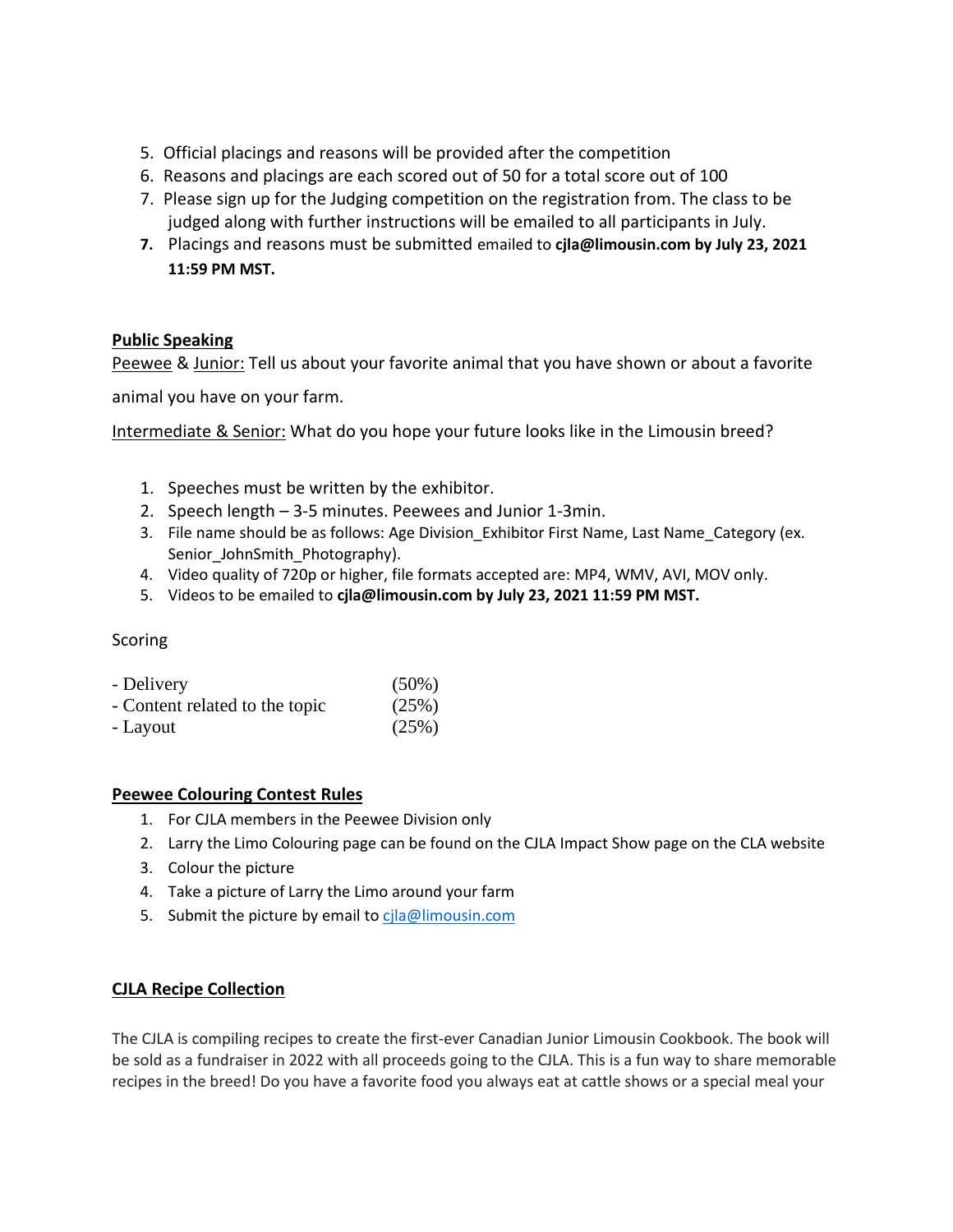5. Official placings and reasons will be provided after the competition
6. Reasons and placings are each scored out of 50 for a total score out of 100
7. Please sign up for the Judging competition on the registration from. The class to be judged along with further instructions will be emailed to all participants in July.
7. Placings and reasons must be submitted emailed to **cjla@limousin.com by July 23, 2021 11:59 PM MST.**

**Public Speaking**

Peewee & Junior: Tell us about your favorite animal that you have shown or about a favorite animal you have on your farm.

Intermediate & Senior: What do you hope your future looks like in the Limousin breed?

1. Speeches must be written by the exhibitor.
2. Speech length – 3-5 minutes. Peewees and Junior 1-3min.
3. File name should be as follows: Age Division_Exhibitor First Name, Last Name_Category (ex. Senior_JohnSmith_Photography).
4. Video quality of 720p or higher, file formats accepted are: MP4, WMV, AVI, MOV only.
5. Videos to be emailed to **cjla@limousin.com by July 23, 2021 11:59 PM MST.**

Scoring

| | |
|---|---|
| - Delivery | (50%) |
| - Content related to the topic | (25%) |
| - Layout | (25%) |

**Peewee Colouring Contest Rules**

1. For CJLA members in the Peewee Division only
2. Larry the Limo Colouring page can be found on the CJLA Impact Show page on the CLA website
3. Colour the picture
4. Take a picture of Larry the Limo around your farm
5. Submit the picture by email to cjla@limousin.com

**CJLA Recipe Collection**

The CJLA is compiling recipes to create the first-ever Canadian Junior Limousin Cookbook. The book will be sold as a fundraiser in 2022 with all proceeds going to the CJLA. This is a fun way to share memorable recipes in the breed! Do you have a favorite food you always eat at cattle shows or a special meal your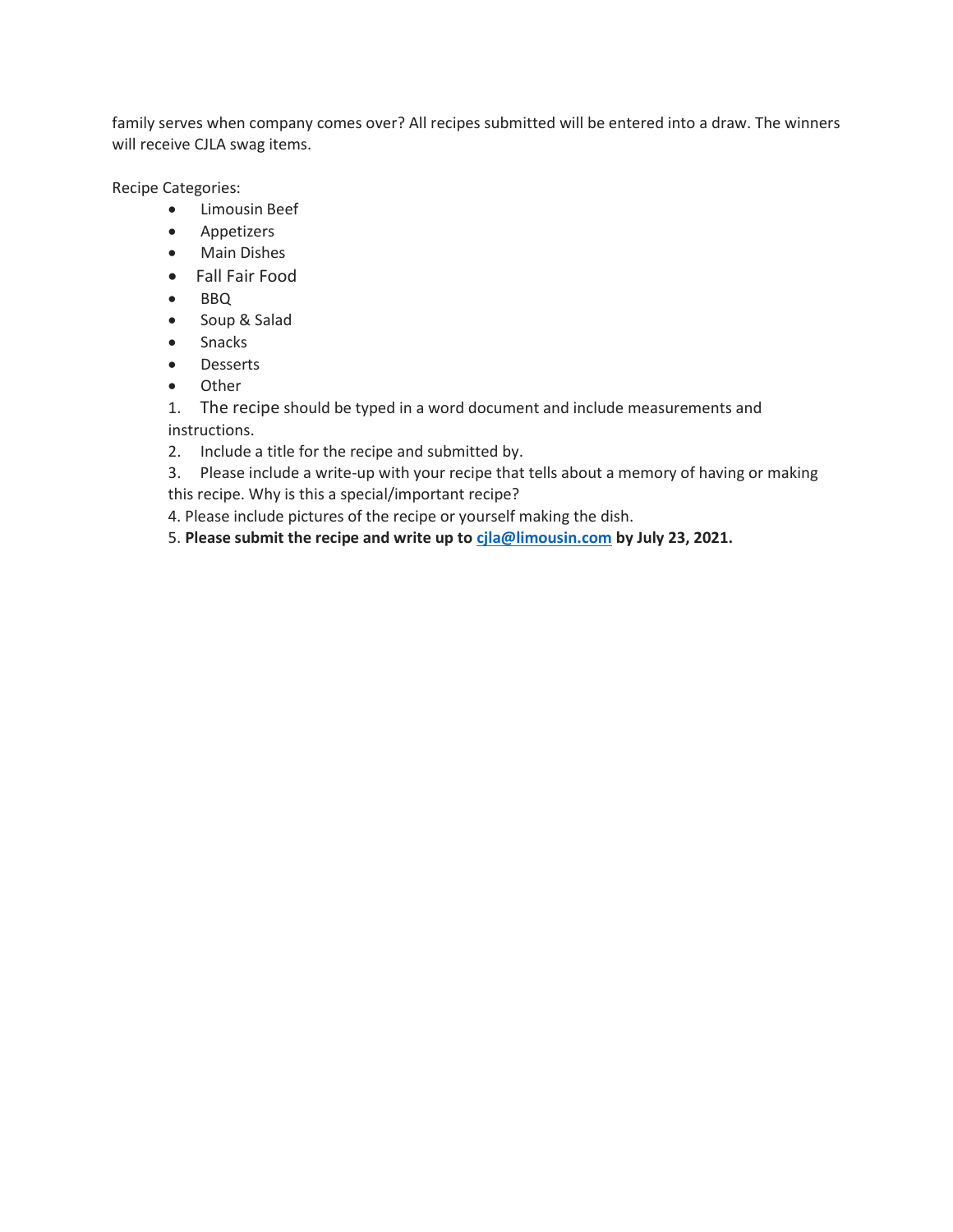family serves when company comes over? All recipes submitted will be entered into a draw. The winners will receive CJLA swag items.

Recipe Categories:

- Limousin Beef
- Appetizers
- Main Dishes
- Fall Fair Food
- BBQ
- Soup & Salad
- Snacks
- Desserts
- Other

1. The recipe should be typed in a word document and include measurements and instructions.
2. Include a title for the recipe and submitted by.
3. Please include a write-up with your recipe that tells about a memory of having or making this recipe. Why is this a special/important recipe?
4. Please include pictures of the recipe or yourself making the dish.
5. **Please submit the recipe and write up to [cjla@limousin.com](mailto:cjla@limousin.com) by July 23, 2021.**